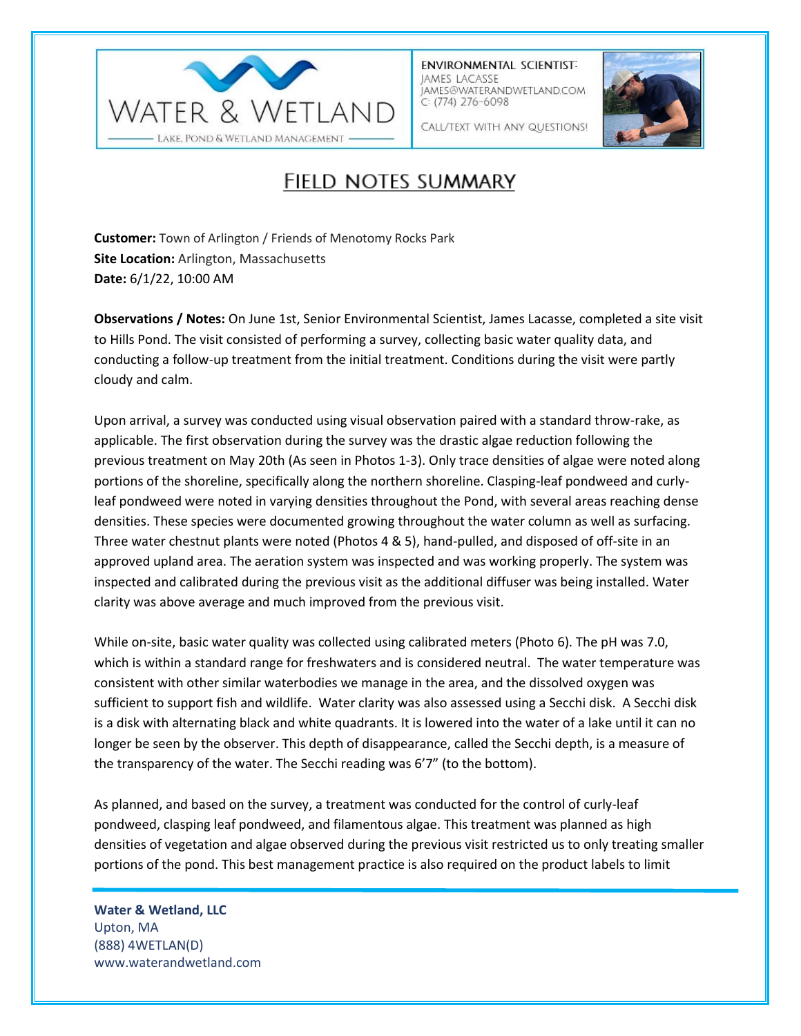WATER & WETLAND

LAKE, POND & WETLAND MANAGEMENT

ENVIRONMENTAL SCIENTIST:
JAMES LACASSE
JAMES@WATERANDWETLAND.COM
C: (774) 276-6098

CALL/TEXT WITH ANY QUESTIONS!

# FIELD NOTES SUMMARY

**Customer:** Town of Arlington / Friends of Menotomy Rocks Park
**Site Location:** Arlington, Massachusetts
**Date:** 6/1/22, 10:00 AM

**Observations / Notes:** On June 1st, Senior Environmental Scientist, James Lacasse, completed a site visit to Hills Pond. The visit consisted of performing a survey, collecting basic water quality data, and conducting a follow-up treatment from the initial treatment. Conditions during the visit were partly cloudy and calm.

Upon arrival, a survey was conducted using visual observation paired with a standard throw-rake, as applicable. The first observation during the survey was the drastic algae reduction following the previous treatment on May 20th (As seen in Photos 1-3). Only trace densities of algae were noted along portions of the shoreline, specifically along the northern shoreline. Clasping-leaf pondweed and curly-leaf pondweed were noted in varying densities throughout the Pond, with several areas reaching dense densities. These species were documented growing throughout the water column as well as surfacing. Three water chestnut plants were noted (Photos 4 & 5), hand-pulled, and disposed of off-site in an approved upland area. The aeration system was inspected and was working properly. The system was inspected and calibrated during the previous visit as the additional diffuser was being installed. Water clarity was above average and much improved from the previous visit.

While on-site, basic water quality was collected using calibrated meters (Photo 6). The pH was 7.0, which is within a standard range for freshwaters and is considered neutral. The water temperature was consistent with other similar waterbodies we manage in the area, and the dissolved oxygen was sufficient to support fish and wildlife. Water clarity was also assessed using a Secchi disk. A Secchi disk is a disk with alternating black and white quadrants. It is lowered into the water of a lake until it can no longer be seen by the observer. This depth of disappearance, called the Secchi depth, is a measure of the transparency of the water. The Secchi reading was 6'7" (to the bottom).

As planned, and based on the survey, a treatment was conducted for the control of curly-leaf pondweed, clasping leaf pondweed, and filamentous algae. This treatment was planned as high densities of vegetation and algae observed during the previous visit restricted us to only treating smaller portions of the pond. This best management practice is also required on the product labels to limit

**Water & Wetland, LLC**
Upton, MA
(888) 4WETLAN(D)
www.waterandwetland.com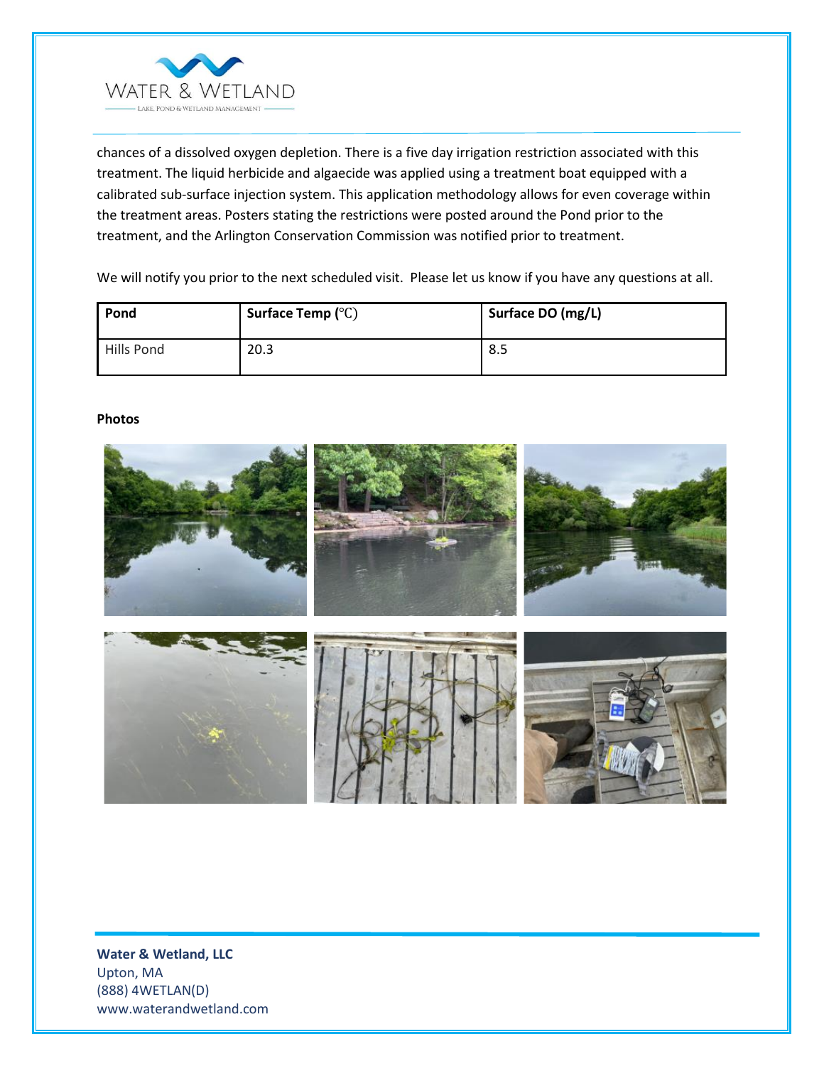chances of a dissolved oxygen depletion. There is a five day irrigation restriction associated with this treatment. The liquid herbicide and algaecide was applied using a treatment boat equipped with a calibrated sub-surface injection system. This application methodology allows for even coverage within the treatment areas. Posters stating the restrictions were posted around the Pond prior to the treatment, and the Arlington Conservation Commission was notified prior to treatment.

We will notify you prior to the next scheduled visit. Please let us know if you have any questions at all.

| Pond | Surface Temp (℃) | Surface DO (mg/L) |
|---|---|---|
| Hills Pond | 20.3 | 8.5 |

**Photos**

**Water & Wetland, LLC**
Upton, MA
(888) 4WETLAN(D)
www.waterandwetland.com